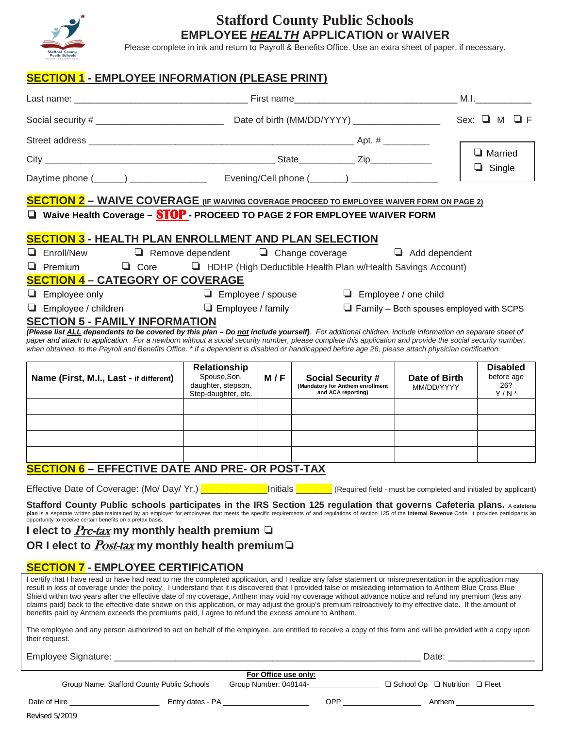# Stafford County Public Schools

## EMPLOYEE *HEALTH* APPLICATION or WAIVER

Please complete in ink and return to Payroll & Benefits Office. Use an extra sheet of paper, if necessary.

## SECTION 1 - EMPLOYEE INFORMATION (PLEASE PRINT)

Last name: _________________________________ First name_______________________________ M.I.___________

Social security # ________________________ Date of birth (MM/DD/YYYY) ________________ Sex: ❑ M ❑ F

Street address __________________________________________________ Apt. # _________

City ___________________________________________ State___________ Zip____________

Daytime phone (______) ______________ Evening/Cell phone (_______) ________________

❑ Married
❑ Single

## SECTION 2 – WAIVE COVERAGE (IF WAIVING COVERAGE PROCEED TO EMPLOYEE WAIVER FORM ON PAGE 2)

❑ **Waive Health Coverage – STOP - PROCEED TO PAGE 2 FOR EMPLOYEE WAIVER FORM**

## SECTION 3 - HEALTH PLAN ENROLLMENT AND PLAN SELECTION

❑ Enroll/New ❑ Remove dependent ❑ Change coverage ❑ Add dependent

❑ Premium ❑ Core ❑ HDHP (High Deductible Health Plan w/Health Savings Account)

## SECTION 4 – CATEGORY OF COVERAGE

❑ Employee only ❑ Employee / spouse ❑ Employee / one child

❑ Employee / children ❑ Employee / family ❑ Family – Both spouses employed with SCPS

## SECTION 5 - FAMILY INFORMATION

***(Please list ALL dependents to be covered by this plan – Do not include yourself)****. For additional children, include information on separate sheet of paper and attach to application. For a newborn without a social security number, please complete this application and provide the social security number, when obtained, to the Payroll and Benefits Office. * If a dependent is disabled or handicapped before age 26, please attach physician certification.*

| Name (First, M.I., Last - if different) | Relationship Spouse,Son, daughter, stepson, Step-daughter, etc. | M / F | Social Security # (Mandatory for Anthem enrollment and ACA reporting) | Date of Birth MM/DD/YYYY | Disabled before age 26? Y / N * |
|---|---|---|---|---|---|
| | | | | | |
| | | | | | |
| | | | | | |
| | | | | | |

## SECTION 6 – EFFECTIVE DATE AND PRE- OR POST-TAX

Effective Date of Coverage: (Mo/ Day/ Yr.) ______________ Initials ________ (Required field - must be completed and initialed by applicant)

**Stafford County Public schools participates in the IRS Section 125 regulation that governs Cafeteria plans.** A **cafeteria plan** is a separate written **plan** maintained by an employer for employees that meets the specific requirements of and regulations of section 125 of the **Internal Revenue** Code. It provides participants an opportunity to receive certain benefits on a pretax basis.

**I elect to *Pre-tax* my monthly health premium** ❑

**OR I elect to *Post-tax* my monthly health premium** ❑

## SECTION 7 - EMPLOYEE CERTIFICATION

I certify that I have read or have had read to me the completed application, and I realize any false statement or misrepresentation in the application may result in loss of coverage under the policy. I understand that it is discovered that I provided false or misleading information to Anthem Blue Cross Blue Shield within two years after the effective date of my coverage, Anthem may void my coverage without advance notice and refund my premium (less any claims paid) back to the effective date shown on this application, or may adjust the group's premium retroactively to my effective date. If the amount of benefits paid by Anthem exceeds the premiums paid, I agree to refund the excess amount to Anthem.

The employee and any person authorized to act on behalf of the employee, are entitled to receive a copy of this form and will be provided with a copy upon their request.

Employee Signature: ____________________________________________________________ Date: ________________

**For Office use only:**

Group Name: Stafford County Public Schools Group Number: 048144-________________ ❑ School Op ❑ Nutrition ❑ Fleet

Date of Hire ____________________ Entry dates - PA ____________________ OPP __________________ Anthem __________________

Revised 5/2019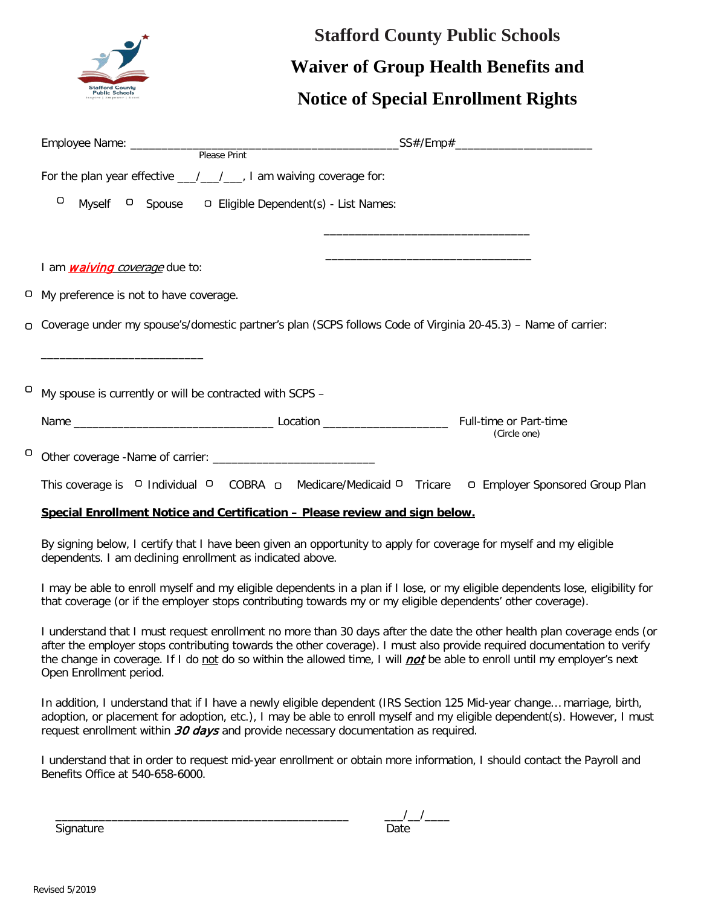# Stafford County Public Schools

## Waiver of Group Health Benefits and Notice of Special Enrollment Rights

Employee Name: ___________________________________________ SS#/Emp#_____________________

Please Print

For the plan year effective ___/___/___, I am waiving coverage for:

- ▢ Myself ▢ Spouse ▢ Eligible Dependent(s) - List Names:

_________________________________

_________________________________

I am ***waiving*** *coverage* due to:

- ▢ My preference is not to have coverage.
- ▢ Coverage under my spouse's/domestic partner's plan (SCPS follows Code of Virginia 20-45.3) – Name of carrier:

__________________________

- ▢ My spouse is currently or will be contracted with SCPS –

Name _______________________________ Location ___________________ Full-time or Part-time (Circle one)

- ▢ Other coverage -Name of carrier: _________________________

This coverage is ▢ Individual ▢ COBRA ▢ Medicare/Medicaid ▢ Tricare ▢ Employer Sponsored Group Plan

**Special Enrollment Notice and Certification – Please review and sign below.**

By signing below, I certify that I have been given an opportunity to apply for coverage for myself and my eligible dependents. I am declining enrollment as indicated above.

I may be able to enroll myself and my eligible dependents in a plan if I lose, or my eligible dependents lose, eligibility for that coverage (or if the employer stops contributing towards my or my eligible dependents' other coverage).

I understand that I must request enrollment no more than 30 days after the date the other health plan coverage ends (or after the employer stops contributing towards the other coverage). I must also provide required documentation to verify the change in coverage. If I do not do so within the allowed time, I will ***not*** be able to enroll until my employer's next Open Enrollment period.

In addition, I understand that if I have a newly eligible dependent (IRS Section 125 Mid-year change... marriage, birth, adoption, or placement for adoption, etc.), I may be able to enroll myself and my eligible dependent(s). However, I must request enrollment within ***30 days*** and provide necessary documentation as required.

I understand that in order to request mid-year enrollment or obtain more information, I should contact the Payroll and Benefits Office at 540-658-6000.

_______________________________________________ ___/__/____

Signature Date

Revised 5/2019